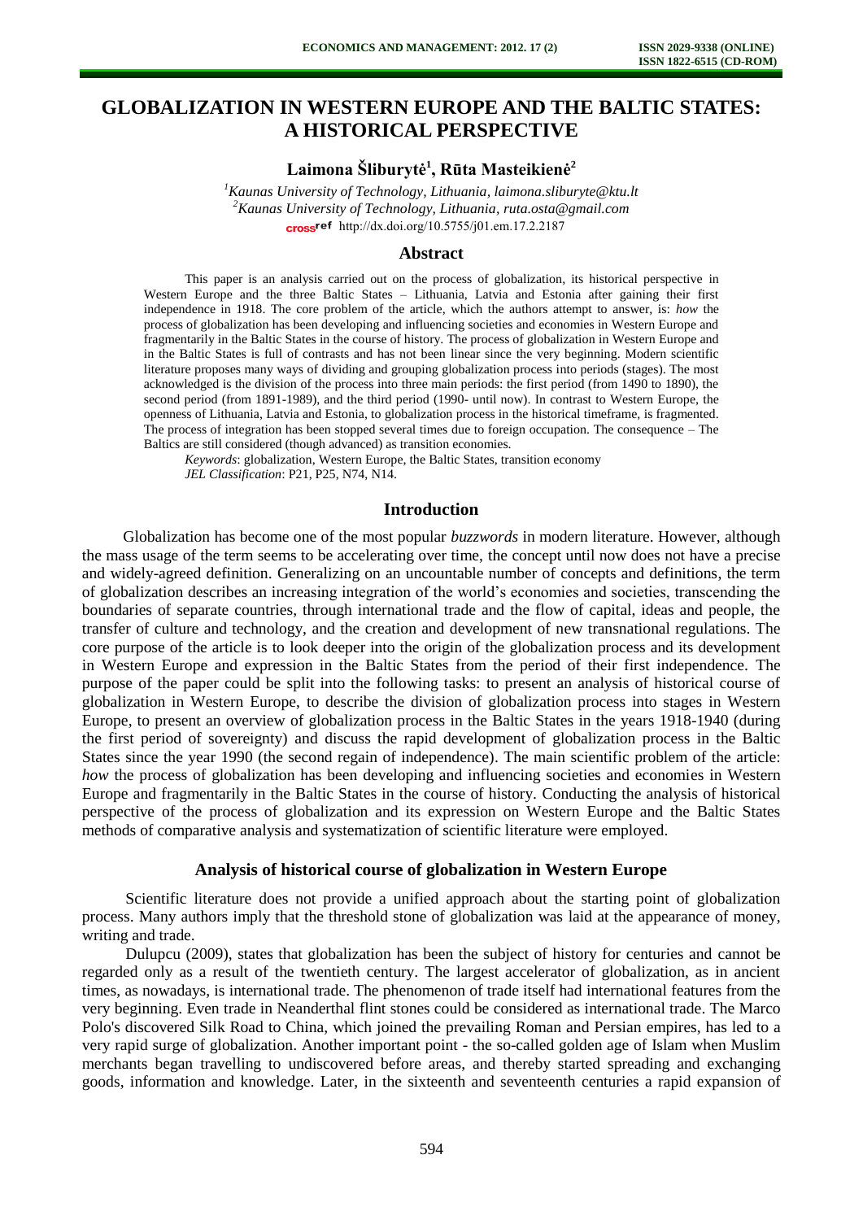# GLOBALIZATION IN WESTERN EUROPE AND THE BALTIC STATES: A HISTORICAL PERSPECTIVE

**Laimona Šliburytė[1], Rūta Masteikienė[2]**

*[1]Kaunas University of Technology, Lithuania, laimona.sliburyte@ktu.lt*
*[2]Kaunas University of Technology, Lithuania, ruta.osta@gmail.com*
http://dx.doi.org/10.5755/j01.em.17.2.2187

## Abstract

This paper is an analysis carried out on the process of globalization, its historical perspective in Western Europe and the three Baltic States – Lithuania, Latvia and Estonia after gaining their first independence in 1918. The core problem of the article, which the authors attempt to answer, is: *how* the process of globalization has been developing and influencing societies and economies in Western Europe and fragmentarily in the Baltic States in the course of history. The process of globalization in Western Europe and in the Baltic States is full of contrasts and has not been linear since the very beginning. Modern scientific literature proposes many ways of dividing and grouping globalization process into periods (stages). The most acknowledged is the division of the process into three main periods: the first period (from 1490 to 1890), the second period (from 1891-1989), and the third period (1990- until now). In contrast to Western Europe, the openness of Lithuania, Latvia and Estonia, to globalization process in the historical timeframe, is fragmented. The process of integration has been stopped several times due to foreign occupation. The consequence – The Baltics are still considered (though advanced) as transition economies.

*Keywords*: globalization, Western Europe, the Baltic States, transition economy

*JEL Classification*: P21, P25, N74, N14.

## Introduction

Globalization has become one of the most popular *buzzwords* in modern literature. However, although the mass usage of the term seems to be accelerating over time, the concept until now does not have a precise and widely-agreed definition. Generalizing on an uncountable number of concepts and definitions, the term of globalization describes an increasing integration of the world's economies and societies, transcending the boundaries of separate countries, through international trade and the flow of capital, ideas and people, the transfer of culture and technology, and the creation and development of new transnational regulations. The core purpose of the article is to look deeper into the origin of the globalization process and its development in Western Europe and expression in the Baltic States from the period of their first independence. The purpose of the paper could be split into the following tasks: to present an analysis of historical course of globalization in Western Europe, to describe the division of globalization process into stages in Western Europe, to present an overview of globalization process in the Baltic States in the years 1918-1940 (during the first period of sovereignty) and discuss the rapid development of globalization process in the Baltic States since the year 1990 (the second regain of independence). The main scientific problem of the article: *how* the process of globalization has been developing and influencing societies and economies in Western Europe and fragmentarily in the Baltic States in the course of history. Conducting the analysis of historical perspective of the process of globalization and its expression on Western Europe and the Baltic States methods of comparative analysis and systematization of scientific literature were employed.

## Analysis of historical course of globalization in Western Europe

Scientific literature does not provide a unified approach about the starting point of globalization process. Many authors imply that the threshold stone of globalization was laid at the appearance of money, writing and trade.

Dulupcu (2009), states that globalization has been the subject of history for centuries and cannot be regarded only as a result of the twentieth century. The largest accelerator of globalization, as in ancient times, as nowadays, is international trade. The phenomenon of trade itself had international features from the very beginning. Even trade in Neanderthal flint stones could be considered as international trade. The Marco Polo's discovered Silk Road to China, which joined the prevailing Roman and Persian empires, has led to a very rapid surge of globalization. Another important point - the so-called golden age of Islam when Muslim merchants began travelling to undiscovered before areas, and thereby started spreading and exchanging goods, information and knowledge. Later, in the sixteenth and seventeenth centuries a rapid expansion of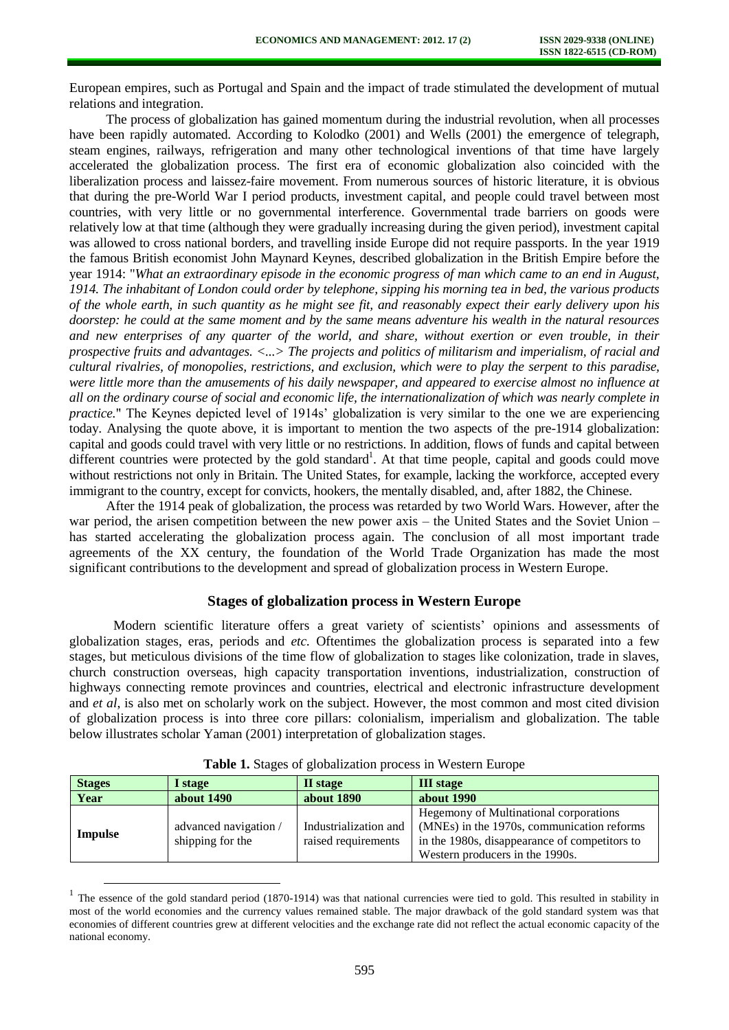European empires, such as Portugal and Spain and the impact of trade stimulated the development of mutual relations and integration.

The process of globalization has gained momentum during the industrial revolution, when all processes have been rapidly automated. According to Kolodko (2001) and Wells (2001) the emergence of telegraph, steam engines, railways, refrigeration and many other technological inventions of that time have largely accelerated the globalization process. The first era of economic globalization also coincided with the liberalization process and laissez-faire movement. From numerous sources of historic literature, it is obvious that during the pre-World War I period products, investment capital, and people could travel between most countries, with very little or no governmental interference. Governmental trade barriers on goods were relatively low at that time (although they were gradually increasing during the given period), investment capital was allowed to cross national borders, and travelling inside Europe did not require passports. In the year 1919 the famous British economist John Maynard Keynes, described globalization in the British Empire before the year 1914: "*What an extraordinary episode in the economic progress of man which came to an end in August, 1914. The inhabitant of London could order by telephone, sipping his morning tea in bed, the various products of the whole earth, in such quantity as he might see fit, and reasonably expect their early delivery upon his doorstep: he could at the same moment and by the same means adventure his wealth in the natural resources and new enterprises of any quarter of the world, and share, without exertion or even trouble, in their prospective fruits and advantages. <...> The projects and politics of militarism and imperialism, of racial and cultural rivalries, of monopolies, restrictions, and exclusion, which were to play the serpent to this paradise, were little more than the amusements of his daily newspaper, and appeared to exercise almost no influence at all on the ordinary course of social and economic life, the internationalization of which was nearly complete in practice.*" The Keynes depicted level of 1914s' globalization is very similar to the one we are experiencing today. Analysing the quote above, it is important to mention the two aspects of the pre-1914 globalization: capital and goods could travel with very little or no restrictions. In addition, flows of funds and capital between different countries were protected by the gold standard[1]. At that time people, capital and goods could move without restrictions not only in Britain. The United States, for example, lacking the workforce, accepted every immigrant to the country, except for convicts, hookers, the mentally disabled, and, after 1882, the Chinese.

After the 1914 peak of globalization, the process was retarded by two World Wars. However, after the war period, the arisen competition between the new power axis – the United States and the Soviet Union – has started accelerating the globalization process again. The conclusion of all most important trade agreements of the XX century, the foundation of the World Trade Organization has made the most significant contributions to the development and spread of globalization process in Western Europe.

## Stages of globalization process in Western Europe

Modern scientific literature offers a great variety of scientists' opinions and assessments of globalization stages, eras, periods and *etc.* Oftentimes the globalization process is separated into a few stages, but meticulous divisions of the time flow of globalization to stages like colonization, trade in slaves, church construction overseas, high capacity transportation inventions, industrialization, construction of highways connecting remote provinces and countries, electrical and electronic infrastructure development and *et al*, is also met on scholarly work on the subject. However, the most common and most cited division of globalization process is into three core pillars: colonialism, imperialism and globalization. The table below illustrates scholar Yaman (2001) interpretation of globalization stages.

**Table 1.** Stages of globalization process in Western Europe

| **Stages** | **I stage** | **II stage** | **III stage** |
|---|---|---|---|
| **Year** | **about 1490** | **about 1890** | **about 1990** |
| **Impulse** | advanced navigation / shipping for the | Industrialization and raised requirements | Hegemony of Multinational corporations (MNEs) in the 1970s, communication reforms in the 1980s, disappearance of competitors to Western producers in the 1990s. |

[1] The essence of the gold standard period (1870-1914) was that national currencies were tied to gold. This resulted in stability in most of the world economies and the currency values remained stable. The major drawback of the gold standard system was that economies of different countries grew at different velocities and the exchange rate did not reflect the actual economic capacity of the national economy.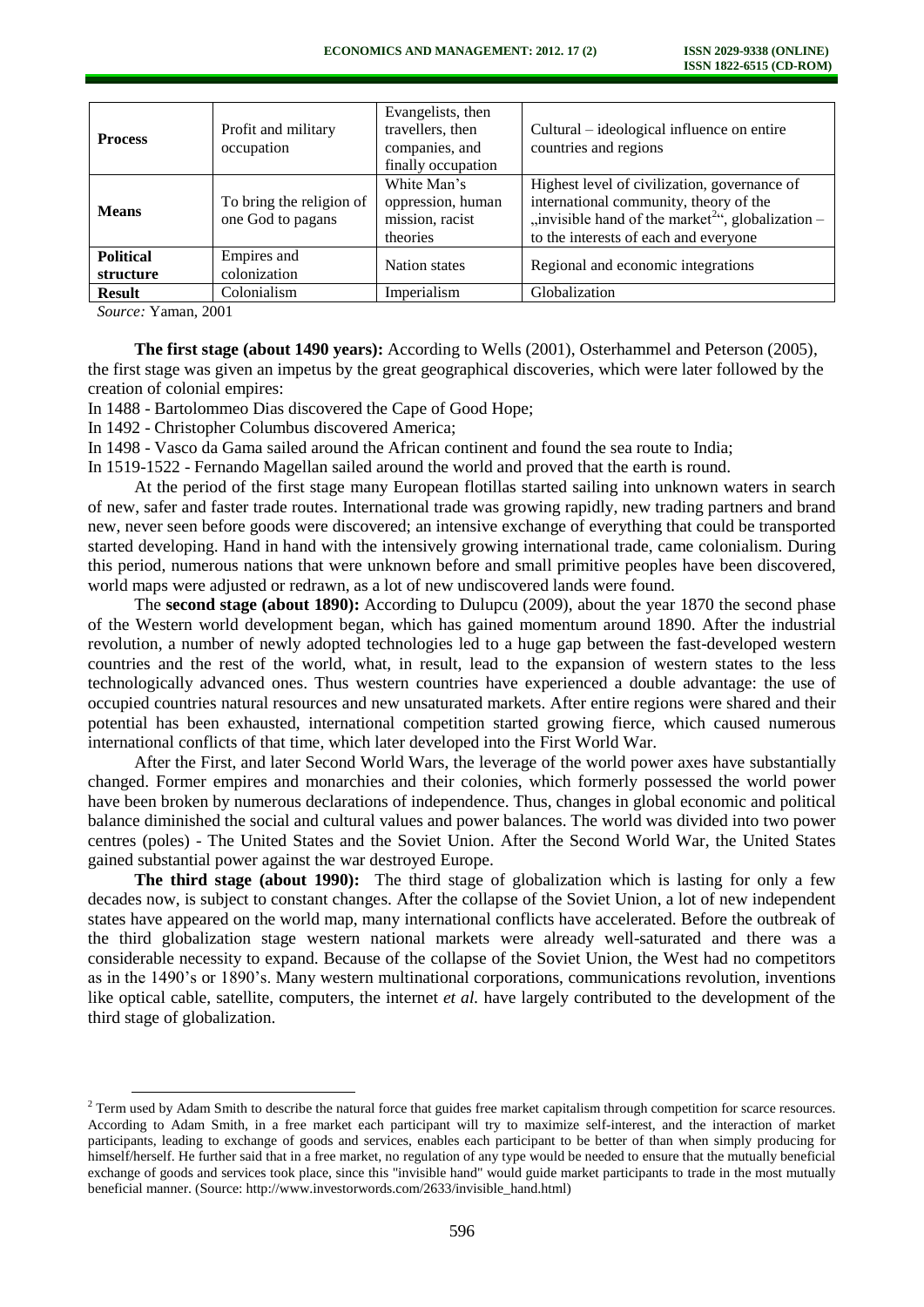| **Process** | Profit and military occupation | Evangelists, then travellers, then companies, and finally occupation | Cultural – ideological influence on entire countries and regions |
|---|---|---|---|
| **Means** | To bring the religion of one God to pagans | White Man's oppression, human mission, racist theories | Highest level of civilization, governance of international community, theory of the „invisible hand of the market[2]", globalization – to the interests of each and everyone |
| **Political structure** | Empires and colonization | Nation states | Regional and economic integrations |
| **Result** | Colonialism | Imperialism | Globalization |

*Source:* Yaman, 2001

**The first stage (about 1490 years):** According to Wells (2001), Osterhammel and Peterson (2005), the first stage was given an impetus by the great geographical discoveries, which were later followed by the creation of colonial empires:

In 1488 - Bartolommeo Dias discovered the Cape of Good Hope;
In 1492 - Christopher Columbus discovered America;
In 1498 - Vasco da Gama sailed around the African continent and found the sea route to India;
In 1519-1522 - Fernando Magellan sailed around the world and proved that the earth is round.

At the period of the first stage many European flotillas started sailing into unknown waters in search of new, safer and faster trade routes. International trade was growing rapidly, new trading partners and brand new, never seen before goods were discovered; an intensive exchange of everything that could be transported started developing. Hand in hand with the intensively growing international trade, came colonialism. During this period, numerous nations that were unknown before and small primitive peoples have been discovered, world maps were adjusted or redrawn, as a lot of new undiscovered lands were found.

The **second stage (about 1890):** According to Dulupcu (2009), about the year 1870 the second phase of the Western world development began, which has gained momentum around 1890. After the industrial revolution, a number of newly adopted technologies led to a huge gap between the fast-developed western countries and the rest of the world, what, in result, lead to the expansion of western states to the less technologically advanced ones. Thus western countries have experienced a double advantage: the use of occupied countries natural resources and new unsaturated markets. After entire regions were shared and their potential has been exhausted, international competition started growing fierce, which caused numerous international conflicts of that time, which later developed into the First World War.

After the First, and later Second World Wars, the leverage of the world power axes have substantially changed. Former empires and monarchies and their colonies, which formerly possessed the world power have been broken by numerous declarations of independence. Thus, changes in global economic and political balance diminished the social and cultural values and power balances. The world was divided into two power centres (poles) - The United States and the Soviet Union. After the Second World War, the United States gained substantial power against the war destroyed Europe.

**The third stage (about 1990):** The third stage of globalization which is lasting for only a few decades now, is subject to constant changes. After the collapse of the Soviet Union, a lot of new independent states have appeared on the world map, many international conflicts have accelerated. Before the outbreak of the third globalization stage western national markets were already well-saturated and there was a considerable necessity to expand. Because of the collapse of the Soviet Union, the West had no competitors as in the 1490's or 1890's. Many western multinational corporations, communications revolution, inventions like optical cable, satellite, computers, the internet *et al.* have largely contributed to the development of the third stage of globalization.

[2] Term used by Adam Smith to describe the natural force that guides free market capitalism through competition for scarce resources. According to Adam Smith, in a free market each participant will try to maximize self-interest, and the interaction of market participants, leading to exchange of goods and services, enables each participant to be better of than when simply producing for himself/herself. He further said that in a free market, no regulation of any type would be needed to ensure that the mutually beneficial exchange of goods and services took place, since this "invisible hand" would guide market participants to trade in the most mutually beneficial manner. (Source: http://www.investorwords.com/2633/invisible_hand.html)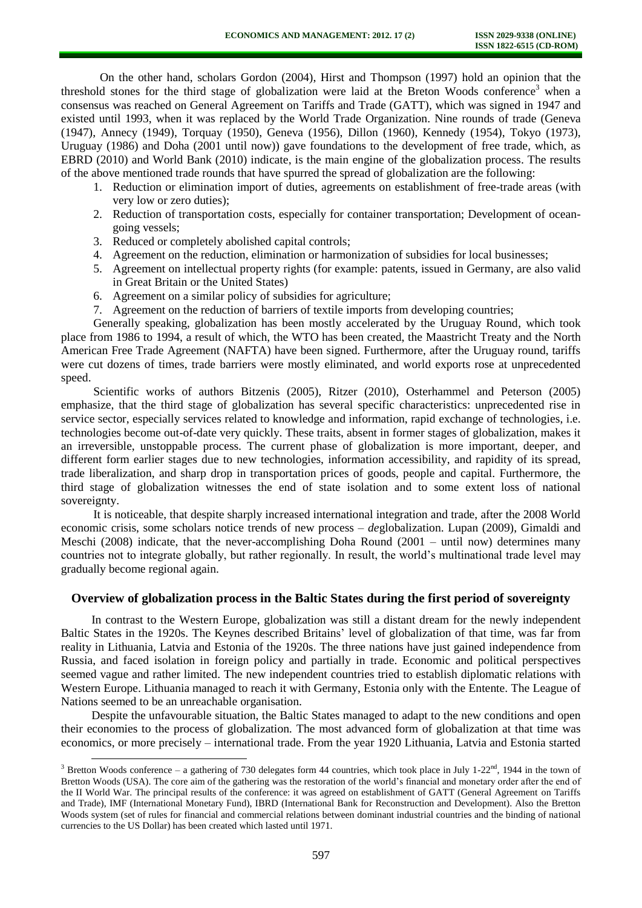On the other hand, scholars Gordon (2004), Hirst and Thompson (1997) hold an opinion that the threshold stones for the third stage of globalization were laid at the Breton Woods conference[3] when a consensus was reached on General Agreement on Tariffs and Trade (GATT), which was signed in 1947 and existed until 1993, when it was replaced by the World Trade Organization. Nine rounds of trade (Geneva (1947), Annecy (1949), Torquay (1950), Geneva (1956), Dillon (1960), Kennedy (1954), Tokyo (1973), Uruguay (1986) and Doha (2001 until now)) gave foundations to the development of free trade, which, as EBRD (2010) and World Bank (2010) indicate, is the main engine of the globalization process. The results of the above mentioned trade rounds that have spurred the spread of globalization are the following:

1. Reduction or elimination import of duties, agreements on establishment of free-trade areas (with very low or zero duties);
2. Reduction of transportation costs, especially for container transportation; Development of ocean-going vessels;
3. Reduced or completely abolished capital controls;
4. Agreement on the reduction, elimination or harmonization of subsidies for local businesses;
5. Agreement on intellectual property rights (for example: patents, issued in Germany, are also valid in Great Britain or the United States)
6. Agreement on a similar policy of subsidies for agriculture;
7. Agreement on the reduction of barriers of textile imports from developing countries;

Generally speaking, globalization has been mostly accelerated by the Uruguay Round, which took place from 1986 to 1994, a result of which, the WTO has been created, the Maastricht Treaty and the North American Free Trade Agreement (NAFTA) have been signed. Furthermore, after the Uruguay round, tariffs were cut dozens of times, trade barriers were mostly eliminated, and world exports rose at unprecedented speed.

Scientific works of authors Bitzenis (2005), Ritzer (2010), Osterhammel and Peterson (2005) emphasize, that the third stage of globalization has several specific characteristics: unprecedented rise in service sector, especially services related to knowledge and information, rapid exchange of technologies, i.e. technologies become out-of-date very quickly. These traits, absent in former stages of globalization, makes it an irreversible, unstoppable process. The current phase of globalization is more important, deeper, and different form earlier stages due to new technologies, information accessibility, and rapidity of its spread, trade liberalization, and sharp drop in transportation prices of goods, people and capital. Furthermore, the third stage of globalization witnesses the end of state isolation and to some extent loss of national sovereignty.

It is noticeable, that despite sharply increased international integration and trade, after the 2008 World economic crisis, some scholars notice trends of new process – *de*globalization. Lupan (2009), Gimaldi and Meschi (2008) indicate, that the never-accomplishing Doha Round (2001 – until now) determines many countries not to integrate globally, but rather regionally. In result, the world's multinational trade level may gradually become regional again.

## Overview of globalization process in the Baltic States during the first period of sovereignty

In contrast to the Western Europe, globalization was still a distant dream for the newly independent Baltic States in the 1920s. The Keynes described Britains' level of globalization of that time, was far from reality in Lithuania, Latvia and Estonia of the 1920s. The three nations have just gained independence from Russia, and faced isolation in foreign policy and partially in trade. Economic and political perspectives seemed vague and rather limited. The new independent countries tried to establish diplomatic relations with Western Europe. Lithuania managed to reach it with Germany, Estonia only with the Entente. The League of Nations seemed to be an unreachable organisation.

Despite the unfavourable situation, the Baltic States managed to adapt to the new conditions and open their economies to the process of globalization. The most advanced form of globalization at that time was economics, or more precisely – international trade. From the year 1920 Lithuania, Latvia and Estonia started

[3] Bretton Woods conference – a gathering of 730 delegates form 44 countries, which took place in July 1-22nd, 1944 in the town of Bretton Woods (USA). The core aim of the gathering was the restoration of the world's financial and monetary order after the end of the II World War. The principal results of the conference: it was agreed on establishment of GATT (General Agreement on Tariffs and Trade), IMF (International Monetary Fund), IBRD (International Bank for Reconstruction and Development). Also the Bretton Woods system (set of rules for financial and commercial relations between dominant industrial countries and the binding of national currencies to the US Dollar) has been created which lasted until 1971.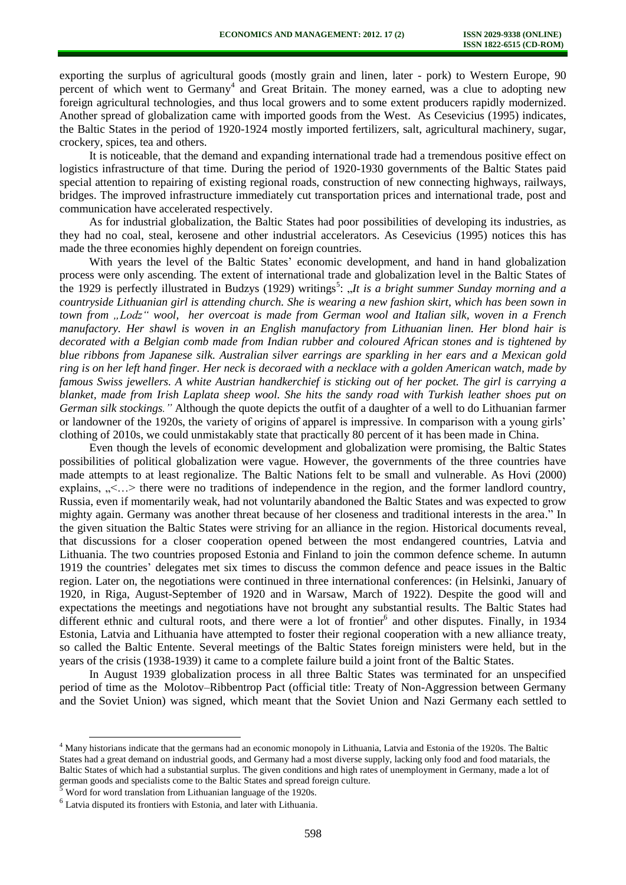exporting the surplus of agricultural goods (mostly grain and linen, later - pork) to Western Europe, 90 percent of which went to Germany[4] and Great Britain. The money earned, was a clue to adopting new foreign agricultural technologies, and thus local growers and to some extent producers rapidly modernized. Another spread of globalization came with imported goods from the West. As Cesevicius (1995) indicates, the Baltic States in the period of 1920-1924 mostly imported fertilizers, salt, agricultural machinery, sugar, crockery, spices, tea and others.

It is noticeable, that the demand and expanding international trade had a tremendous positive effect on logistics infrastructure of that time. During the period of 1920-1930 governments of the Baltic States paid special attention to repairing of existing regional roads, construction of new connecting highways, railways, bridges. The improved infrastructure immediately cut transportation prices and international trade, post and communication have accelerated respectively.

As for industrial globalization, the Baltic States had poor possibilities of developing its industries, as they had no coal, steal, kerosene and other industrial accelerators. As Cesevicius (1995) notices this has made the three economies highly dependent on foreign countries.

With years the level of the Baltic States' economic development, and hand in hand globalization process were only ascending. The extent of international trade and globalization level in the Baltic States of the 1929 is perfectly illustrated in Budzys (1929) writings[5]: „*It is a bright summer Sunday morning and a countryside Lithuanian girl is attending church. She is wearing a new fashion skirt, which has been sown in town from „Lodz" wool, her overcoat is made from German wool and Italian silk, woven in a French manufactory. Her shawl is woven in an English manufactory from Lithuanian linen. Her blond hair is decorated with a Belgian comb made from Indian rubber and coloured African stones and is tightened by blue ribbons from Japanese silk. Australian silver earrings are sparkling in her ears and a Mexican gold ring is on her left hand finger. Her neck is decoraed with a necklace with a golden American watch, made by famous Swiss jewellers. A white Austrian handkerchief is sticking out of her pocket. The girl is carrying a blanket, made from Irish Laplata sheep wool. She hits the sandy road with Turkish leather shoes put on German silk stockings."* Although the quote depicts the outfit of a daughter of a well to do Lithuanian farmer or landowner of the 1920s, the variety of origins of apparel is impressive. In comparison with a young girls' clothing of 2010s, we could unmistakably state that practically 80 percent of it has been made in China.

Even though the levels of economic development and globalization were promising, the Baltic States possibilities of political globalization were vague. However, the governments of the three countries have made attempts to at least regionalize. The Baltic Nations felt to be small and vulnerable. As Hovi (2000) explains, „<…> there were no traditions of independence in the region, and the former landlord country, Russia, even if momentarily weak, had not voluntarily abandoned the Baltic States and was expected to grow mighty again. Germany was another threat because of her closeness and traditional interests in the area." In the given situation the Baltic States were striving for an alliance in the region. Historical documents reveal, that discussions for a closer cooperation opened between the most endangered countries, Latvia and Lithuania. The two countries proposed Estonia and Finland to join the common defence scheme. In autumn 1919 the countries' delegates met six times to discuss the common defence and peace issues in the Baltic region. Later on, the negotiations were continued in three international conferences: (in Helsinki, January of 1920, in Riga, August-September of 1920 and in Warsaw, March of 1922). Despite the good will and expectations the meetings and negotiations have not brought any substantial results. The Baltic States had different ethnic and cultural roots, and there were a lot of frontier[6] and other disputes. Finally, in 1934 Estonia, Latvia and Lithuania have attempted to foster their regional cooperation with a new alliance treaty, so called the Baltic Entente. Several meetings of the Baltic States foreign ministers were held, but in the years of the crisis (1938-1939) it came to a complete failure build a joint front of the Baltic States.

In August 1939 globalization process in all three Baltic States was terminated for an unspecified period of time as the Molotov–Ribbentrop Pact (official title: Treaty of Non-Aggression between Germany and the Soviet Union) was signed, which meant that the Soviet Union and Nazi Germany each settled to

---

[4] Many historians indicate that the germans had an economic monopoly in Lithuania, Latvia and Estonia of the 1920s. The Baltic States had a great demand on industrial goods, and Germany had a most diverse supply, lacking only food and food matarials, the Baltic States of which had a substantial surplus. The given conditions and high rates of unemployment in Germany, made a lot of german goods and specialists come to the Baltic States and spread foreign culture.

[5] Word for word translation from Lithuanian language of the 1920s.

[6] Latvia disputed its frontiers with Estonia, and later with Lithuania.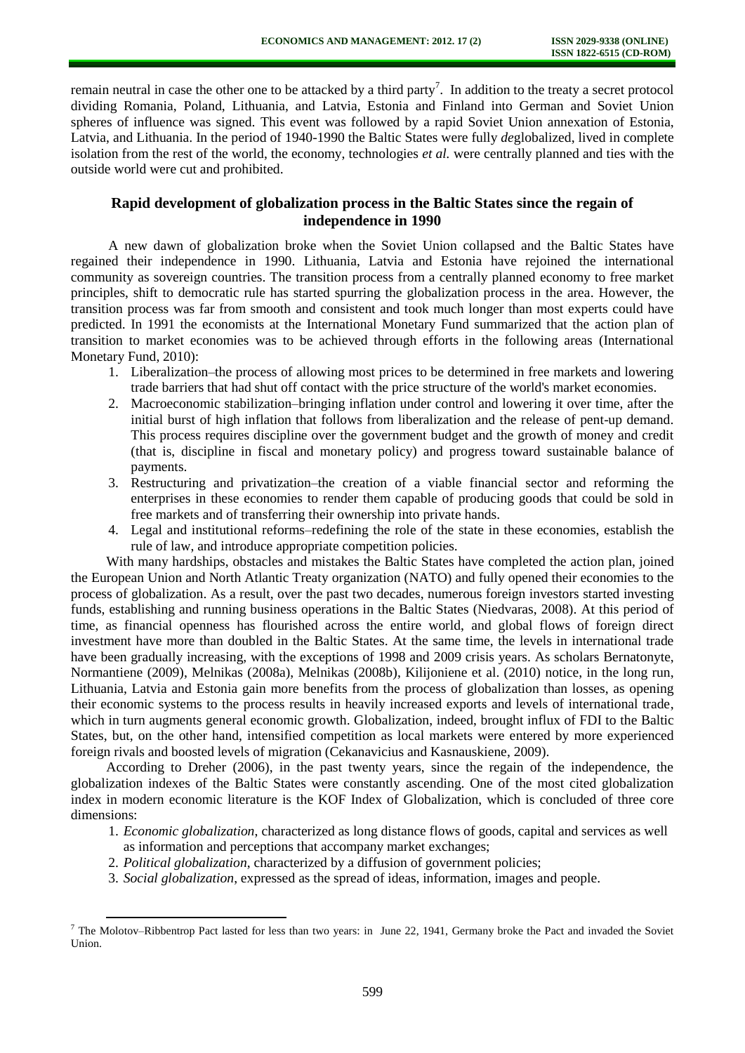remain neutral in case the other one to be attacked by a third party[7]. In addition to the treaty a secret protocol dividing Romania, Poland, Lithuania, and Latvia, Estonia and Finland into German and Soviet Union spheres of influence was signed. This event was followed by a rapid Soviet Union annexation of Estonia, Latvia, and Lithuania. In the period of 1940-1990 the Baltic States were fully *de*globalized, lived in complete isolation from the rest of the world, the economy, technologies *et al.* were centrally planned and ties with the outside world were cut and prohibited.

## Rapid development of globalization process in the Baltic States since the regain of independence in 1990

A new dawn of globalization broke when the Soviet Union collapsed and the Baltic States have regained their independence in 1990. Lithuania, Latvia and Estonia have rejoined the international community as sovereign countries. The transition process from a centrally planned economy to free market principles, shift to democratic rule has started spurring the globalization process in the area. However, the transition process was far from smooth and consistent and took much longer than most experts could have predicted. In 1991 the economists at the International Monetary Fund summarized that the action plan of transition to market economies was to be achieved through efforts in the following areas (International Monetary Fund, 2010):

1. Liberalization–the process of allowing most prices to be determined in free markets and lowering trade barriers that had shut off contact with the price structure of the world's market economies.
2. Macroeconomic stabilization–bringing inflation under control and lowering it over time, after the initial burst of high inflation that follows from liberalization and the release of pent-up demand. This process requires discipline over the government budget and the growth of money and credit (that is, discipline in fiscal and monetary policy) and progress toward sustainable balance of payments.
3. Restructuring and privatization–the creation of a viable financial sector and reforming the enterprises in these economies to render them capable of producing goods that could be sold in free markets and of transferring their ownership into private hands.
4. Legal and institutional reforms–redefining the role of the state in these economies, establish the rule of law, and introduce appropriate competition policies.

With many hardships, obstacles and mistakes the Baltic States have completed the action plan, joined the European Union and North Atlantic Treaty organization (NATO) and fully opened their economies to the process of globalization. As a result, over the past two decades, numerous foreign investors started investing funds, establishing and running business operations in the Baltic States (Niedvaras, 2008). At this period of time, as financial openness has flourished across the entire world, and global flows of foreign direct investment have more than doubled in the Baltic States. At the same time, the levels in international trade have been gradually increasing, with the exceptions of 1998 and 2009 crisis years. As scholars Bernatonyte, Normantiene (2009), Melnikas (2008a), Melnikas (2008b), Kilijoniene et al. (2010) notice, in the long run, Lithuania, Latvia and Estonia gain more benefits from the process of globalization than losses, as opening their economic systems to the process results in heavily increased exports and levels of international trade, which in turn augments general economic growth. Globalization, indeed, brought influx of FDI to the Baltic States, but, on the other hand, intensified competition as local markets were entered by more experienced foreign rivals and boosted levels of migration (Cekanavicius and Kasnauskiene, 2009).

According to Dreher (2006), in the past twenty years, since the regain of the independence, the globalization indexes of the Baltic States were constantly ascending. One of the most cited globalization index in modern economic literature is the KOF Index of Globalization, which is concluded of three core dimensions:

1. *Economic globalization*, characterized as long distance flows of goods, capital and services as well as information and perceptions that accompany market exchanges;
2. *Political globalization*, characterized by a diffusion of government policies;
3. *Social globalization*, expressed as the spread of ideas, information, images and people.

---

[7] The Molotov–Ribbentrop Pact lasted for less than two years: in June 22, 1941, Germany broke the Pact and invaded the Soviet Union.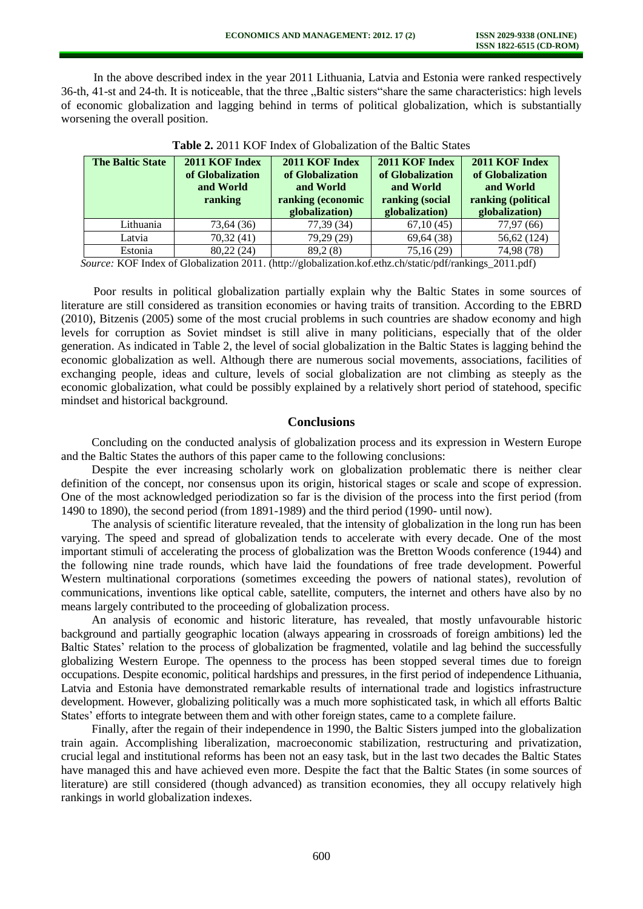In the above described index in the year 2011 Lithuania, Latvia and Estonia were ranked respectively 36-th, 41-st and 24-th. It is noticeable, that the three „Baltic sisters"share the same characteristics: high levels of economic globalization and lagging behind in terms of political globalization, which is substantially worsening the overall position.

**Table 2.** 2011 KOF Index of Globalization of the Baltic States

| The Baltic State | 2011 KOF Index of Globalization and World ranking | 2011 KOF Index of Globalization and World ranking (economic globalization) | 2011 KOF Index of Globalization and World ranking (social globalization) | 2011 KOF Index of Globalization and World ranking (political globalization) |
|---|---|---|---|---|
| Lithuania | 73,64 (36) | 77,39 (34) | 67,10 (45) | 77,97 (66) |
| Latvia | 70,32 (41) | 79,29 (29) | 69,64 (38) | 56,62 (124) |
| Estonia | 80,22 (24) | 89,2 (8) | 75,16 (29) | 74,98 (78) |

*Source:* KOF Index of Globalization 2011. (http://globalization.kof.ethz.ch/static/pdf/rankings_2011.pdf)

Poor results in political globalization partially explain why the Baltic States in some sources of literature are still considered as transition economies or having traits of transition. According to the EBRD (2010), Bitzenis (2005) some of the most crucial problems in such countries are shadow economy and high levels for corruption as Soviet mindset is still alive in many politicians, especially that of the older generation. As indicated in Table 2, the level of social globalization in the Baltic States is lagging behind the economic globalization as well. Although there are numerous social movements, associations, facilities of exchanging people, ideas and culture, levels of social globalization are not climbing as steeply as the economic globalization, what could be possibly explained by a relatively short period of statehood, specific mindset and historical background.

## Conclusions

Concluding on the conducted analysis of globalization process and its expression in Western Europe and the Baltic States the authors of this paper came to the following conclusions:

Despite the ever increasing scholarly work on globalization problematic there is neither clear definition of the concept, nor consensus upon its origin, historical stages or scale and scope of expression. One of the most acknowledged periodization so far is the division of the process into the first period (from 1490 to 1890), the second period (from 1891-1989) and the third period (1990- until now).

The analysis of scientific literature revealed, that the intensity of globalization in the long run has been varying. The speed and spread of globalization tends to accelerate with every decade. One of the most important stimuli of accelerating the process of globalization was the Bretton Woods conference (1944) and the following nine trade rounds, which have laid the foundations of free trade development. Powerful Western multinational corporations (sometimes exceeding the powers of national states), revolution of communications, inventions like optical cable, satellite, computers, the internet and others have also by no means largely contributed to the proceeding of globalization process.

An analysis of economic and historic literature, has revealed, that mostly unfavourable historic background and partially geographic location (always appearing in crossroads of foreign ambitions) led the Baltic States' relation to the process of globalization be fragmented, volatile and lag behind the successfully globalizing Western Europe. The openness to the process has been stopped several times due to foreign occupations. Despite economic, political hardships and pressures, in the first period of independence Lithuania, Latvia and Estonia have demonstrated remarkable results of international trade and logistics infrastructure development. However, globalizing politically was a much more sophisticated task, in which all efforts Baltic States' efforts to integrate between them and with other foreign states, came to a complete failure.

Finally, after the regain of their independence in 1990, the Baltic Sisters jumped into the globalization train again. Accomplishing liberalization, macroeconomic stabilization, restructuring and privatization, crucial legal and institutional reforms has been not an easy task, but in the last two decades the Baltic States have managed this and have achieved even more. Despite the fact that the Baltic States (in some sources of literature) are still considered (though advanced) as transition economies, they all occupy relatively high rankings in world globalization indexes.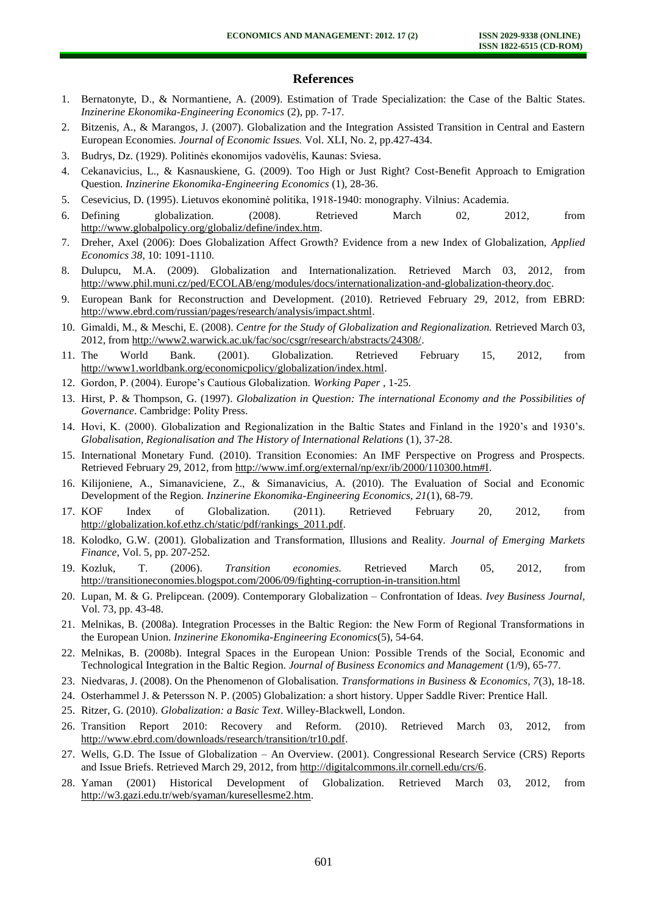## References

1. Bernatonyte, D., & Normantiene, A. (2009). Estimation of Trade Specialization: the Case of the Baltic States. *Inzinerine Ekonomika-Engineering Economics* (2), pp. 7-17.
2. Bitzenis, A., & Marangos, J. (2007). Globalization and the Integration Assisted Transition in Central and Eastern European Economies. *Journal of Economic Issues.* Vol. XLI, No. 2, pp.427-434.
3. Budrys, Dz. (1929). Politinės ekonomijos vadovėlis, Kaunas: Sviesa.
4. Cekanavicius, L., & Kasnauskiene, G. (2009). Too High or Just Right? Cost-Benefit Approach to Emigration Question. *Inzinerine Ekonomika-Engineering Economics* (1), 28-36.
5. Cesevicius, D. (1995). Lietuvos ekonominė politika, 1918-1940: monography. Vilnius: Academia.
6. Defining globalization. (2008). Retrieved March 02, 2012, from http://www.globalpolicy.org/globaliz/define/index.htm.
7. Dreher, Axel (2006): Does Globalization Affect Growth? Evidence from a new Index of Globalization, *Applied Economics 38*, 10: 1091-1110.
8. Dulupcu, M.A. (2009). Globalization and Internationalization. Retrieved March 03, 2012, from http://www.phil.muni.cz/ped/ECOLAB/eng/modules/docs/internationalization-and-globalization-theory.doc.
9. European Bank for Reconstruction and Development. (2010). Retrieved February 29, 2012, from EBRD: http://www.ebrd.com/russian/pages/research/analysis/impact.shtml.
10. Gimaldi, M., & Meschi, E. (2008). *Centre for the Study of Globalization and Regionalization.* Retrieved March 03, 2012, from http://www2.warwick.ac.uk/fac/soc/csgr/research/abstracts/24308/.
11. The World Bank. (2001). Globalization. Retrieved February 15, 2012, from http://www1.worldbank.org/economicpolicy/globalization/index.html.
12. Gordon, P. (2004). Europe's Cautious Globalization. *Working Paper* , 1-25.
13. Hirst, P. & Thompson, G. (1997). *Globalization in Question: The international Economy and the Possibilities of Governance*. Cambridge: Polity Press.
14. Hovi, K. (2000). Globalization and Regionalization in the Baltic States and Finland in the 1920's and 1930's. *Globalisation, Regionalisation and The History of International Relations* (1), 37-28.
15. International Monetary Fund. (2010). Transition Economies: An IMF Perspective on Progress and Prospects. Retrieved February 29, 2012, from http://www.imf.org/external/np/exr/ib/2000/110300.htm#I.
16. Kilijoniene, A., Simanaviciene, Z., & Simanavicius, A. (2010). The Evaluation of Social and Economic Development of the Region. *Inzinerine Ekonomika-Engineering Economics, 21*(1), 68-79.
17. KOF Index of Globalization. (2011). Retrieved February 20, 2012, from http://globalization.kof.ethz.ch/static/pdf/rankings_2011.pdf.
18. Kolodko, G.W. (2001). Globalization and Transformation, Illusions and Reality. *Journal of Emerging Markets Finance*, Vol. 5, pp. 207-252.
19. Kozluk, T. (2006). *Transition economies.* Retrieved March 05, 2012, from http://transitioneconomies.blogspot.com/2006/09/fighting-corruption-in-transition.html
20. Lupan, M. & G. Prelipcean. (2009). Contemporary Globalization – Confrontation of Ideas. *Ivey Business Journal*, Vol. 73, pp. 43-48.
21. Melnikas, B. (2008a). Integration Processes in the Baltic Region: the New Form of Regional Transformations in the European Union. *Inzinerine Ekonomika-Engineering Economics*(5), 54-64.
22. Melnikas, B. (2008b). Integral Spaces in the European Union: Possible Trends of the Social, Economic and Technological Integration in the Baltic Region. *Journal of Business Economics and Management* (1/9), 65-77.
23. Niedvaras, J. (2008). On the Phenomenon of Globalisation. *Transformations in Business & Economics, 7*(3), 18-18.
24. Osterhammel J. & Petersson N. P. (2005) Globalization: a short history. Upper Saddle River: Prentice Hall.
25. Ritzer, G. (2010). *Globalization: a Basic Text*. Willey-Blackwell, London.
26. Transition Report 2010: Recovery and Reform. (2010). Retrieved March 03, 2012, from http://www.ebrd.com/downloads/research/transition/tr10.pdf.
27. Wells, G.D. The Issue of Globalization – An Overview. (2001). Congressional Research Service (CRS) Reports and Issue Briefs. Retrieved March 29, 2012, from http://digitalcommons.ilr.cornell.edu/crs/6.
28. Yaman (2001) Historical Development of Globalization. Retrieved March 03, 2012, from http://w3.gazi.edu.tr/web/syaman/kuresellesme2.htm.